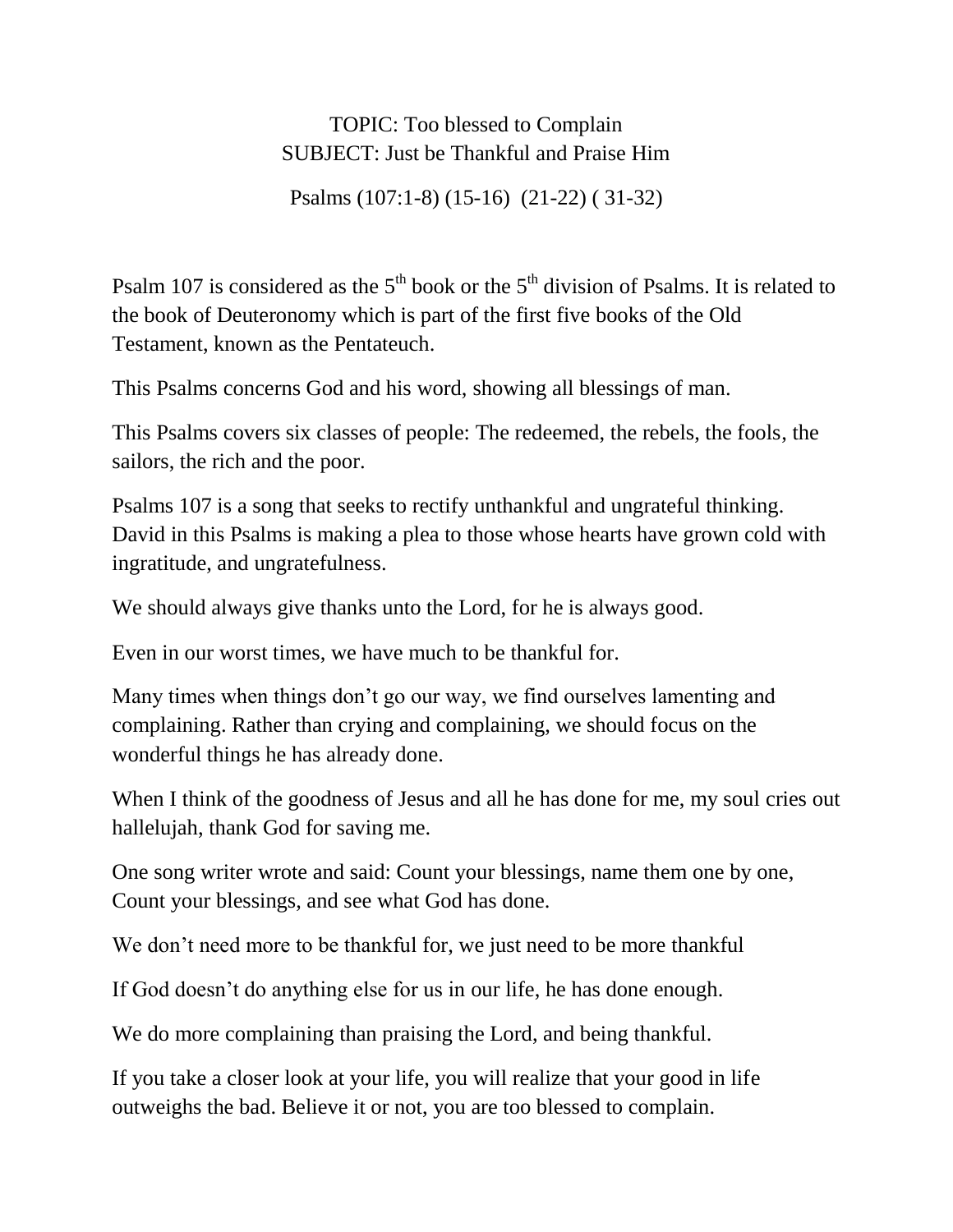TOPIC: Too blessed to Complain
SUBJECT: Just be Thankful and Praise Him

Psalms (107:1-8) (15-16) (21-22) ( 31-32)

Psalm 107 is considered as the 5th book or the 5th division of Psalms. It is related to the book of Deuteronomy which is part of the first five books of the Old Testament, known as the Pentateuch.

This Psalms concerns God and his word, showing all blessings of man.

This Psalms covers six classes of people: The redeemed, the rebels, the fools, the sailors, the rich and the poor.

Psalms 107 is a song that seeks to rectify unthankful and ungrateful thinking. David in this Psalms is making a plea to those whose hearts have grown cold with ingratitude, and ungratefulness.

We should always give thanks unto the Lord, for he is always good.

Even in our worst times, we have much to be thankful for.

Many times when things don't go our way, we find ourselves lamenting and complaining. Rather than crying and complaining, we should focus on the wonderful things he has already done.

When I think of the goodness of Jesus and all he has done for me, my soul cries out hallelujah, thank God for saving me.

One song writer wrote and said: Count your blessings, name them one by one, Count your blessings, and see what God has done.

We don't need more to be thankful for, we just need to be more thankful

If God doesn't do anything else for us in our life, he has done enough.

We do more complaining than praising the Lord, and being thankful.

If you take a closer look at your life, you will realize that your good in life outweighs the bad. Believe it or not, you are too blessed to complain.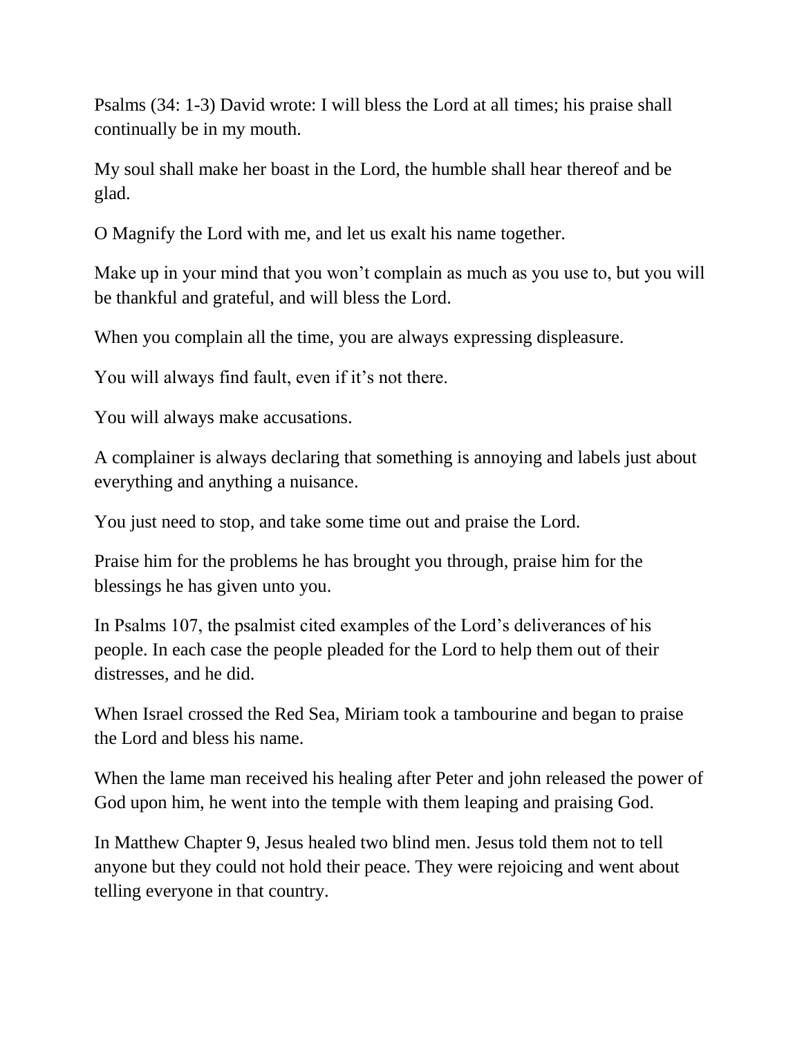Psalms (34: 1-3) David wrote: I will bless the Lord at all times; his praise shall continually be in my mouth.

My soul shall make her boast in the Lord, the humble shall hear thereof and be glad.

O Magnify the Lord with me, and let us exalt his name together.

Make up in your mind that you won't complain as much as you use to, but you will be thankful and grateful, and will bless the Lord.

When you complain all the time, you are always expressing displeasure.

You will always find fault, even if it's not there.

You will always make accusations.

A complainer is always declaring that something is annoying and labels just about everything and anything a nuisance.

You just need to stop, and take some time out and praise the Lord.

Praise him for the problems he has brought you through, praise him for the blessings he has given unto you.

In Psalms 107, the psalmist cited examples of the Lord's deliverances of his people. In each case the people pleaded for the Lord to help them out of their distresses, and he did.

When Israel crossed the Red Sea, Miriam took a tambourine and began to praise the Lord and bless his name.

When the lame man received his healing after Peter and john released the power of God upon him, he went into the temple with them leaping and praising God.

In Matthew Chapter 9, Jesus healed two blind men. Jesus told them not to tell anyone but they could not hold their peace. They were rejoicing and went about telling everyone in that country.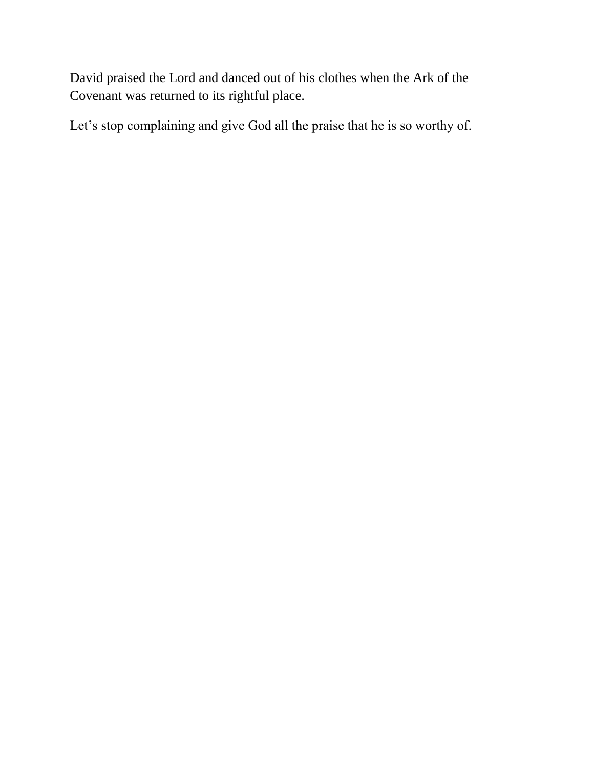David praised the Lord and danced out of his clothes when the Ark of the Covenant was returned to its rightful place.

Let’s stop complaining and give God all the praise that he is so worthy of.